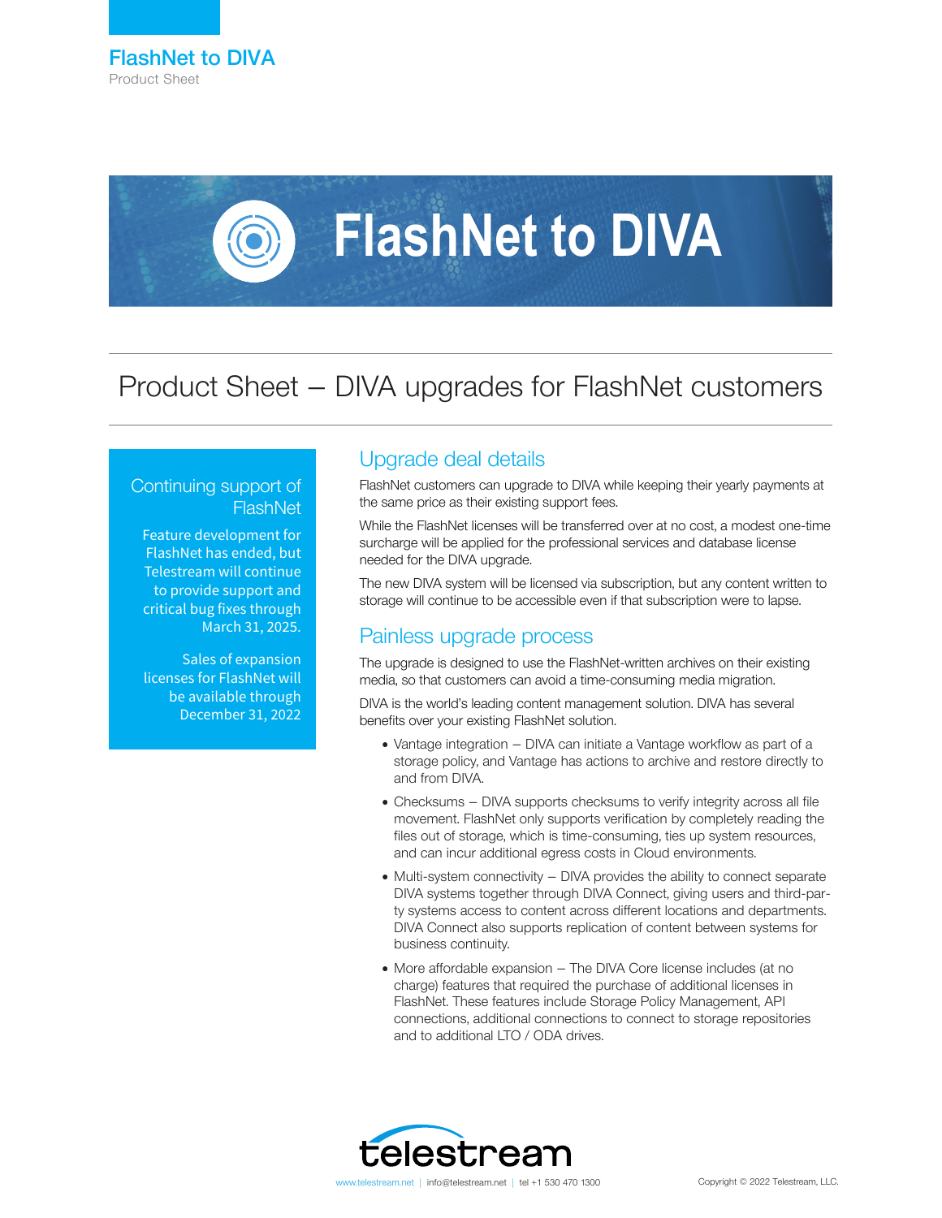# FlashNet to DIVA

Product Sheet

# FlashNet to DIVA

## Product Sheet – DIVA upgrades for FlashNet customers

### Continuing support of FlashNet

Feature development for FlashNet has ended, but Telestream will continue to provide support and critical bug fixes through March 31, 2025.

Sales of expansion licenses for FlashNet will be available through December 31, 2022

### Upgrade deal details

FlashNet customers can upgrade to DIVA while keeping their yearly payments at the same price as their existing support fees.

While the FlashNet licenses will be transferred over at no cost, a modest one-time surcharge will be applied for the professional services and database license needed for the DIVA upgrade.

The new DIVA system will be licensed via subscription, but any content written to storage will continue to be accessible even if that subscription were to lapse.

### Painless upgrade process

The upgrade is designed to use the FlashNet-written archives on their existing media, so that customers can avoid a time-consuming media migration.

DIVA is the world's leading content management solution. DIVA has several benefits over your existing FlashNet solution.

- Vantage integration – DIVA can initiate a Vantage workflow as part of a storage policy, and Vantage has actions to archive and restore directly to and from DIVA.
- Checksums – DIVA supports checksums to verify integrity across all file movement. FlashNet only supports verification by completely reading the files out of storage, which is time-consuming, ties up system resources, and can incur additional egress costs in Cloud environments.
- Multi-system connectivity – DIVA provides the ability to connect separate DIVA systems together through DIVA Connect, giving users and third-party systems access to content across different locations and departments. DIVA Connect also supports replication of content between systems for business continuity.
- More affordable expansion – The DIVA Core license includes (at no charge) features that required the purchase of additional licenses in FlashNet. These features include Storage Policy Management, API connections, additional connections to connect to storage repositories and to additional LTO / ODA drives.

telestream

www.telestream.net | info@telestream.net | tel +1 530 470 1300

Copyright © 2022 Telestream, LLC.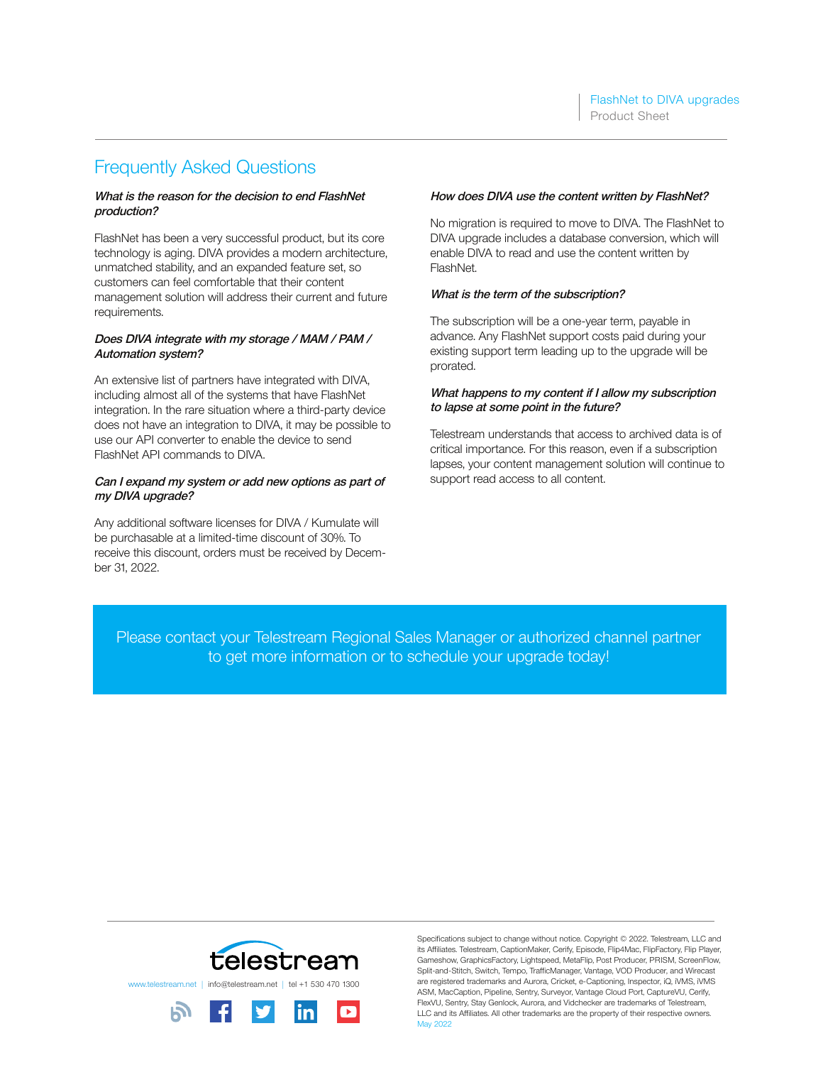## Frequently Asked Questions

***What is the reason for the decision to end FlashNet production?***

FlashNet has been a very successful product, but its core technology is aging. DIVA provides a modern architecture, unmatched stability, and an expanded feature set, so customers can feel comfortable that their content management solution will address their current and future requirements.

***Does DIVA integrate with my storage / MAM / PAM / Automation system?***

An extensive list of partners have integrated with DIVA, including almost all of the systems that have FlashNet integration. In the rare situation where a third-party device does not have an integration to DIVA, it may be possible to use our API converter to enable the device to send FlashNet API commands to DIVA.

***Can I expand my system or add new options as part of my DIVA upgrade?***

Any additional software licenses for DIVA / Kumulate will be purchasable at a limited-time discount of 30%. To receive this discount, orders must be received by December 31, 2022.

***How does DIVA use the content written by FlashNet?***

No migration is required to move to DIVA. The FlashNet to DIVA upgrade includes a database conversion, which will enable DIVA to read and use the content written by FlashNet.

***What is the term of the subscription?***

The subscription will be a one-year term, payable in advance. Any FlashNet support costs paid during your existing support term leading up to the upgrade will be prorated.

***What happens to my content if I allow my subscription to lapse at some point in the future?***

Telestream understands that access to archived data is of critical importance. For this reason, even if a subscription lapses, your content management solution will continue to support read access to all content.

Please contact your Telestream Regional Sales Manager or authorized channel partner to get more information or to schedule your upgrade today!

telestream

www.telestream.net | info@telestream.net | tel +1 530 470 1300

Specifications subject to change without notice. Copyright © 2022. Telestream, LLC and its Affiliates. Telestream, CaptionMaker, Cerify, Episode, Flip4Mac, FlipFactory, Flip Player, Gameshow, GraphicsFactory, Lightspeed, MetaFlip, Post Producer, PRISM, ScreenFlow, Split-and-Stitch, Switch, Tempo, TrafficManager, Vantage, VOD Producer, and Wirecast are registered trademarks and Aurora, Cricket, e-Captioning, Inspector, iQ, iVMS, iVMS ASM, MacCaption, Pipeline, Sentry, Surveyor, Vantage Cloud Port, CaptureVU, Cerify, FlexVU, Sentry, Stay Genlock, Aurora, and Vidchecker are trademarks of Telestream, LLC and its Affiliates. All other trademarks are the property of their respective owners.
May 2022